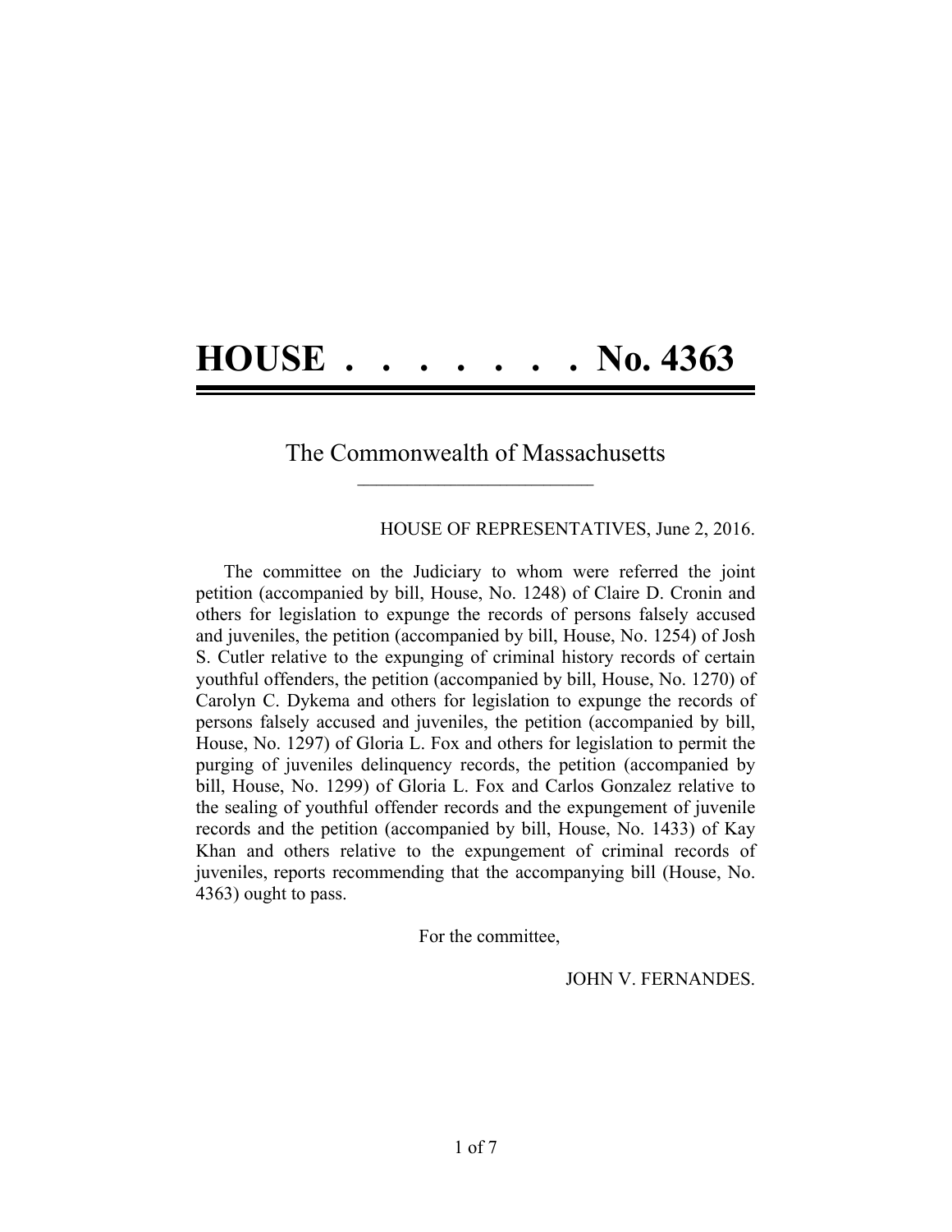# HOUSE . . . . . . . . No. 4363

## The Commonwealth of Massachusetts

HOUSE OF REPRESENTATIVES, June 2, 2016.

The committee on the Judiciary to whom were referred the joint petition (accompanied by bill, House, No. 1248) of Claire D. Cronin and others for legislation to expunge the records of persons falsely accused and juveniles, the petition (accompanied by bill, House, No. 1254) of Josh S. Cutler relative to the expunging of criminal history records of certain youthful offenders, the petition (accompanied by bill, House, No. 1270) of Carolyn C. Dykema and others for legislation to expunge the records of persons falsely accused and juveniles, the petition (accompanied by bill, House, No. 1297) of Gloria L. Fox and others for legislation to permit the purging of juveniles delinquency records, the petition (accompanied by bill, House, No. 1299) of Gloria L. Fox and Carlos Gonzalez relative to the sealing of youthful offender records and the expungement of juvenile records and the petition (accompanied by bill, House, No. 1433) of Kay Khan and others relative to the expungement of criminal records of juveniles, reports recommending that the accompanying bill (House, No. 4363) ought to pass.

For the committee,

JOHN V. FERNANDES.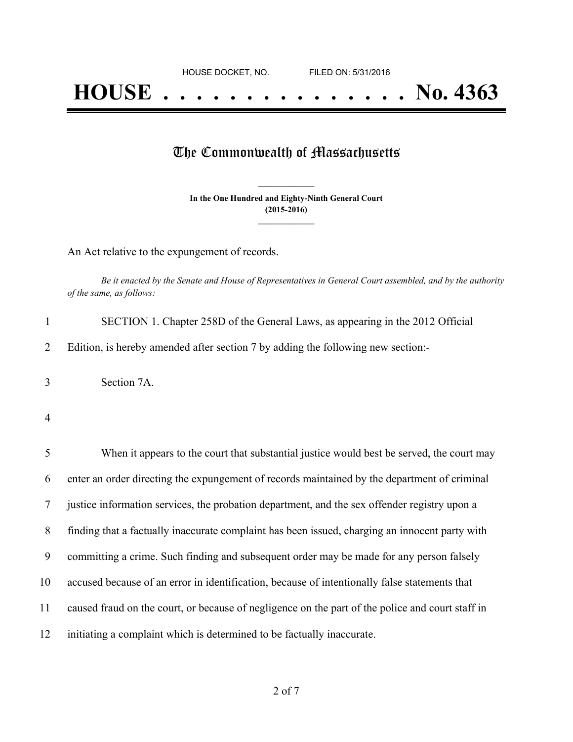HOUSE DOCKET, NO. FILED ON: 5/31/2016

# HOUSE . . . . . . . . . . . . . . . No. 4363

## The Commonwealth of Massachusetts

**In the One Hundred and Eighty-Ninth General Court**
**(2015-2016)**

An Act relative to the expungement of records.

*Be it enacted by the Senate and House of Representatives in General Court assembled, and by the authority of the same, as follows:*

1 SECTION 1. Chapter 258D of the General Laws, as appearing in the 2012 Official
2 Edition, is hereby amended after section 7 by adding the following new section:-

3 Section 7A.

4

5 When it appears to the court that substantial justice would best be served, the court may
6 enter an order directing the expungement of records maintained by the department of criminal
7 justice information services, the probation department, and the sex offender registry upon a
8 finding that a factually inaccurate complaint has been issued, charging an innocent party with
9 committing a crime. Such finding and subsequent order may be made for any person falsely
10 accused because of an error in identification, because of intentionally false statements that
11 caused fraud on the court, or because of negligence on the part of the police and court staff in
12 initiating a complaint which is determined to be factually inaccurate.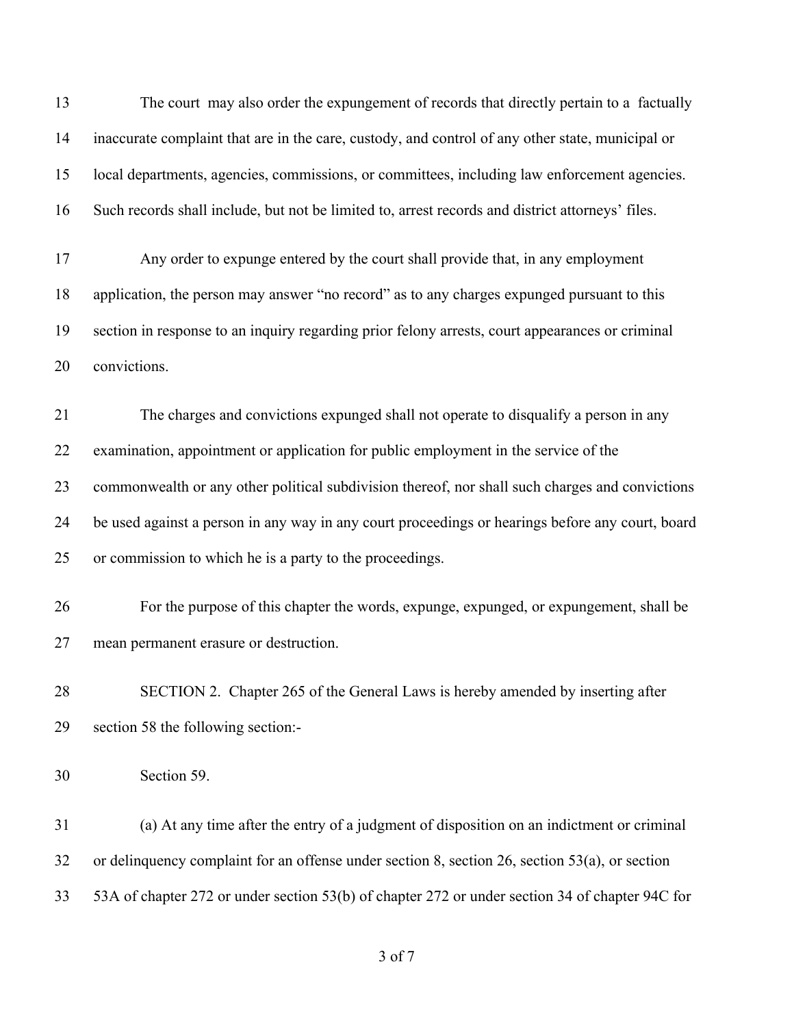The court may also order the expungement of records that directly pertain to a factually inaccurate complaint that are in the care, custody, and control of any other state, municipal or local departments, agencies, commissions, or committees, including law enforcement agencies. Such records shall include, but not be limited to, arrest records and district attorneys' files.

Any order to expunge entered by the court shall provide that, in any employment application, the person may answer "no record" as to any charges expunged pursuant to this section in response to an inquiry regarding prior felony arrests, court appearances or criminal convictions.

The charges and convictions expunged shall not operate to disqualify a person in any examination, appointment or application for public employment in the service of the commonwealth or any other political subdivision thereof, nor shall such charges and convictions be used against a person in any way in any court proceedings or hearings before any court, board or commission to which he is a party to the proceedings.

For the purpose of this chapter the words, expunge, expunged, or expungement, shall be mean permanent erasure or destruction.

SECTION 2. Chapter 265 of the General Laws is hereby amended by inserting after section 58 the following section:-

Section 59.

(a) At any time after the entry of a judgment of disposition on an indictment or criminal or delinquency complaint for an offense under section 8, section 26, section 53(a), or section 53A of chapter 272 or under section 53(b) of chapter 272 or under section 34 of chapter 94C for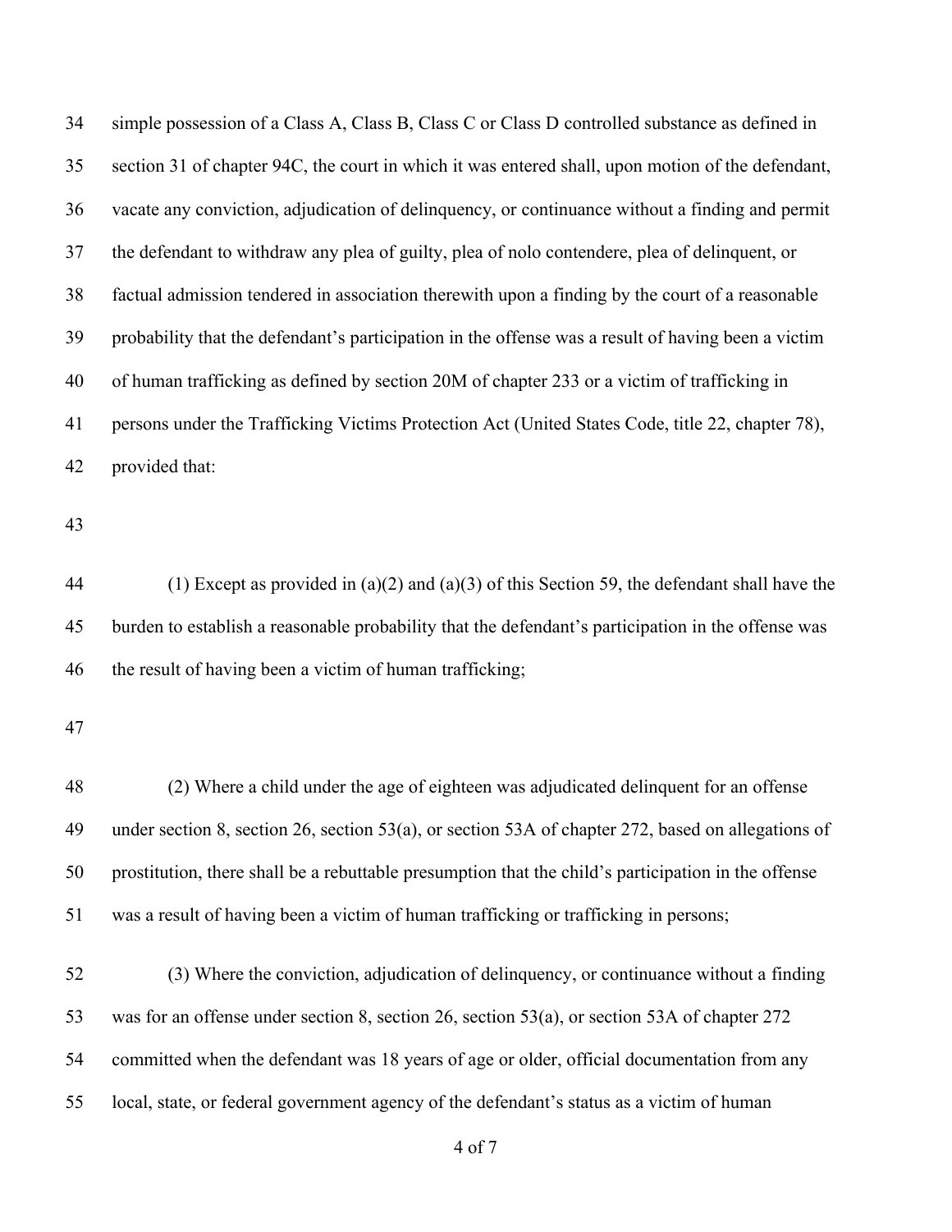simple possession of a Class A, Class B, Class C or Class D controlled substance as defined in section 31 of chapter 94C, the court in which it was entered shall, upon motion of the defendant, vacate any conviction, adjudication of delinquency, or continuance without a finding and permit the defendant to withdraw any plea of guilty, plea of nolo contendere, plea of delinquent, or factual admission tendered in association therewith upon a finding by the court of a reasonable probability that the defendant's participation in the offense was a result of having been a victim of human trafficking as defined by section 20M of chapter 233 or a victim of trafficking in persons under the Trafficking Victims Protection Act (United States Code, title 22, chapter 78), provided that:

(1) Except as provided in (a)(2) and (a)(3) of this Section 59, the defendant shall have the burden to establish a reasonable probability that the defendant's participation in the offense was the result of having been a victim of human trafficking;

(2) Where a child under the age of eighteen was adjudicated delinquent for an offense under section 8, section 26, section 53(a), or section 53A of chapter 272, based on allegations of prostitution, there shall be a rebuttable presumption that the child's participation in the offense was a result of having been a victim of human trafficking or trafficking in persons;

(3) Where the conviction, adjudication of delinquency, or continuance without a finding was for an offense under section 8, section 26, section 53(a), or section 53A of chapter 272 committed when the defendant was 18 years of age or older, official documentation from any local, state, or federal government agency of the defendant's status as a victim of human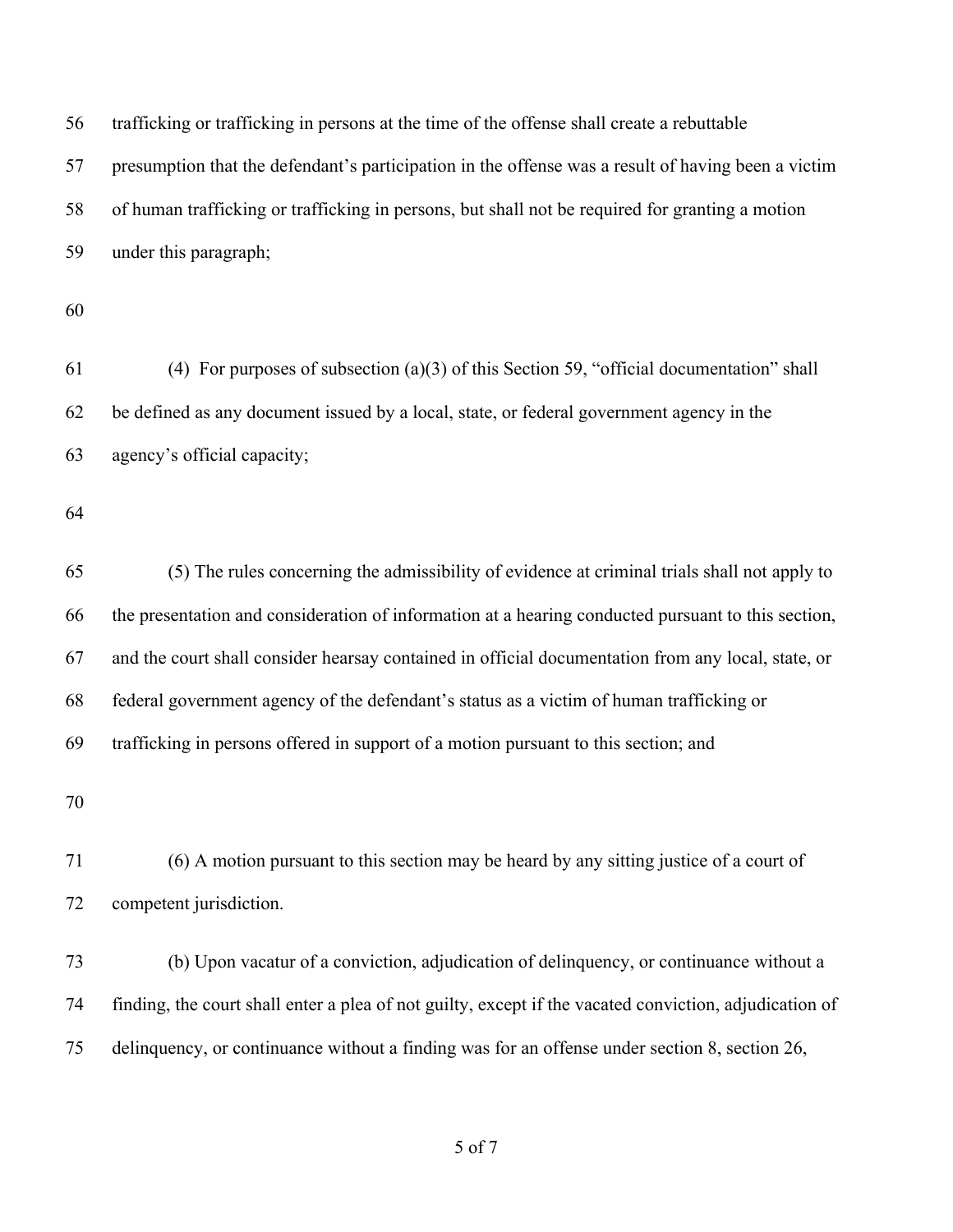trafficking or trafficking in persons at the time of the offense shall create a rebuttable presumption that the defendant's participation in the offense was a result of having been a victim of human trafficking or trafficking in persons, but shall not be required for granting a motion under this paragraph;

(4) For purposes of subsection (a)(3) of this Section 59, "official documentation" shall be defined as any document issued by a local, state, or federal government agency in the agency's official capacity;

(5) The rules concerning the admissibility of evidence at criminal trials shall not apply to the presentation and consideration of information at a hearing conducted pursuant to this section, and the court shall consider hearsay contained in official documentation from any local, state, or federal government agency of the defendant's status as a victim of human trafficking or trafficking in persons offered in support of a motion pursuant to this section; and

(6) A motion pursuant to this section may be heard by any sitting justice of a court of competent jurisdiction.

(b) Upon vacatur of a conviction, adjudication of delinquency, or continuance without a finding, the court shall enter a plea of not guilty, except if the vacated conviction, adjudication of delinquency, or continuance without a finding was for an offense under section 8, section 26,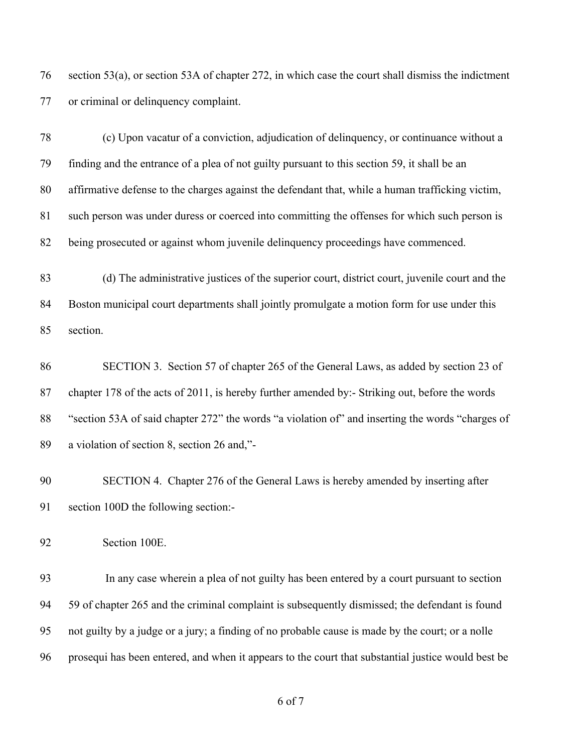section 53(a), or section 53A of chapter 272, in which case the court shall dismiss the indictment or criminal or delinquency complaint.

(c) Upon vacatur of a conviction, adjudication of delinquency, or continuance without a finding and the entrance of a plea of not guilty pursuant to this section 59, it shall be an affirmative defense to the charges against the defendant that, while a human trafficking victim, such person was under duress or coerced into committing the offenses for which such person is being prosecuted or against whom juvenile delinquency proceedings have commenced.

(d) The administrative justices of the superior court, district court, juvenile court and the Boston municipal court departments shall jointly promulgate a motion form for use under this section.

SECTION 3. Section 57 of chapter 265 of the General Laws, as added by section 23 of chapter 178 of the acts of 2011, is hereby further amended by:- Striking out, before the words "section 53A of said chapter 272" the words "a violation of" and inserting the words "charges of a violation of section 8, section 26 and,"-

SECTION 4. Chapter 276 of the General Laws is hereby amended by inserting after section 100D the following section:-

Section 100E.

In any case wherein a plea of not guilty has been entered by a court pursuant to section 59 of chapter 265 and the criminal complaint is subsequently dismissed; the defendant is found not guilty by a judge or a jury; a finding of no probable cause is made by the court; or a nolle prosequi has been entered, and when it appears to the court that substantial justice would best be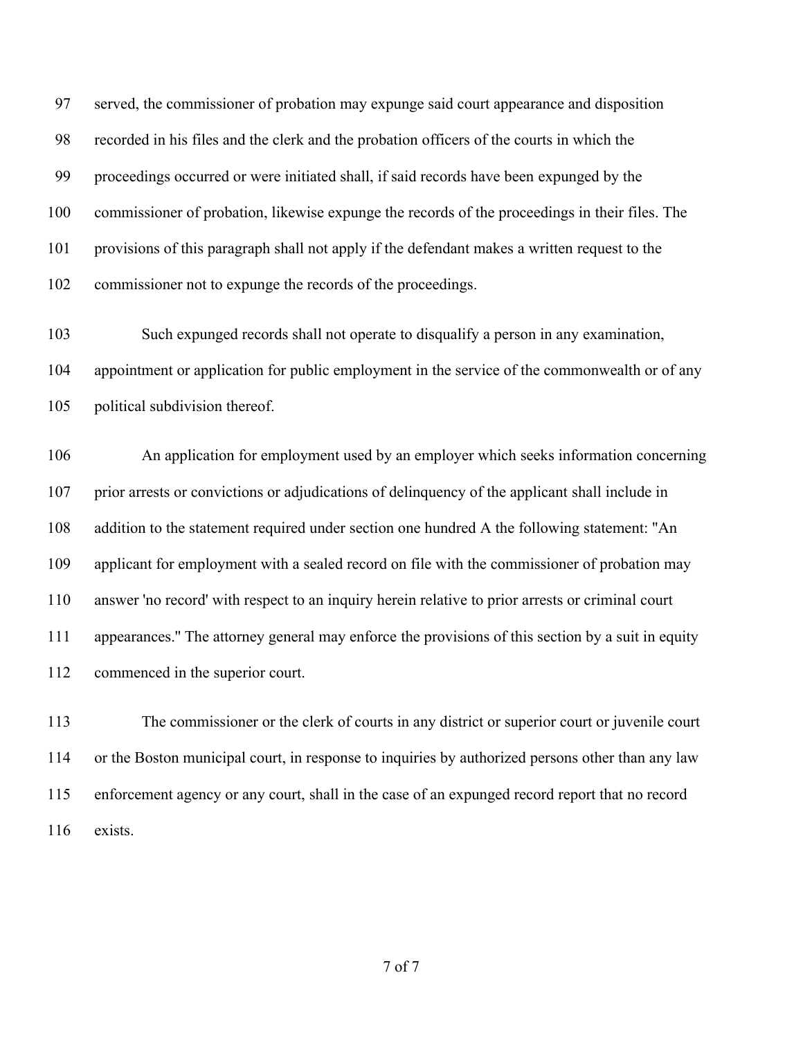served, the commissioner of probation may expunge said court appearance and disposition recorded in his files and the clerk and the probation officers of the courts in which the proceedings occurred or were initiated shall, if said records have been expunged by the commissioner of probation, likewise expunge the records of the proceedings in their files. The provisions of this paragraph shall not apply if the defendant makes a written request to the commissioner not to expunge the records of the proceedings.

Such expunged records shall not operate to disqualify a person in any examination, appointment or application for public employment in the service of the commonwealth or of any political subdivision thereof.

An application for employment used by an employer which seeks information concerning prior arrests or convictions or adjudications of delinquency of the applicant shall include in addition to the statement required under section one hundred A the following statement: "An applicant for employment with a sealed record on file with the commissioner of probation may answer 'no record' with respect to an inquiry herein relative to prior arrests or criminal court appearances." The attorney general may enforce the provisions of this section by a suit in equity commenced in the superior court.

The commissioner or the clerk of courts in any district or superior court or juvenile court or the Boston municipal court, in response to inquiries by authorized persons other than any law enforcement agency or any court, shall in the case of an expunged record report that no record exists.